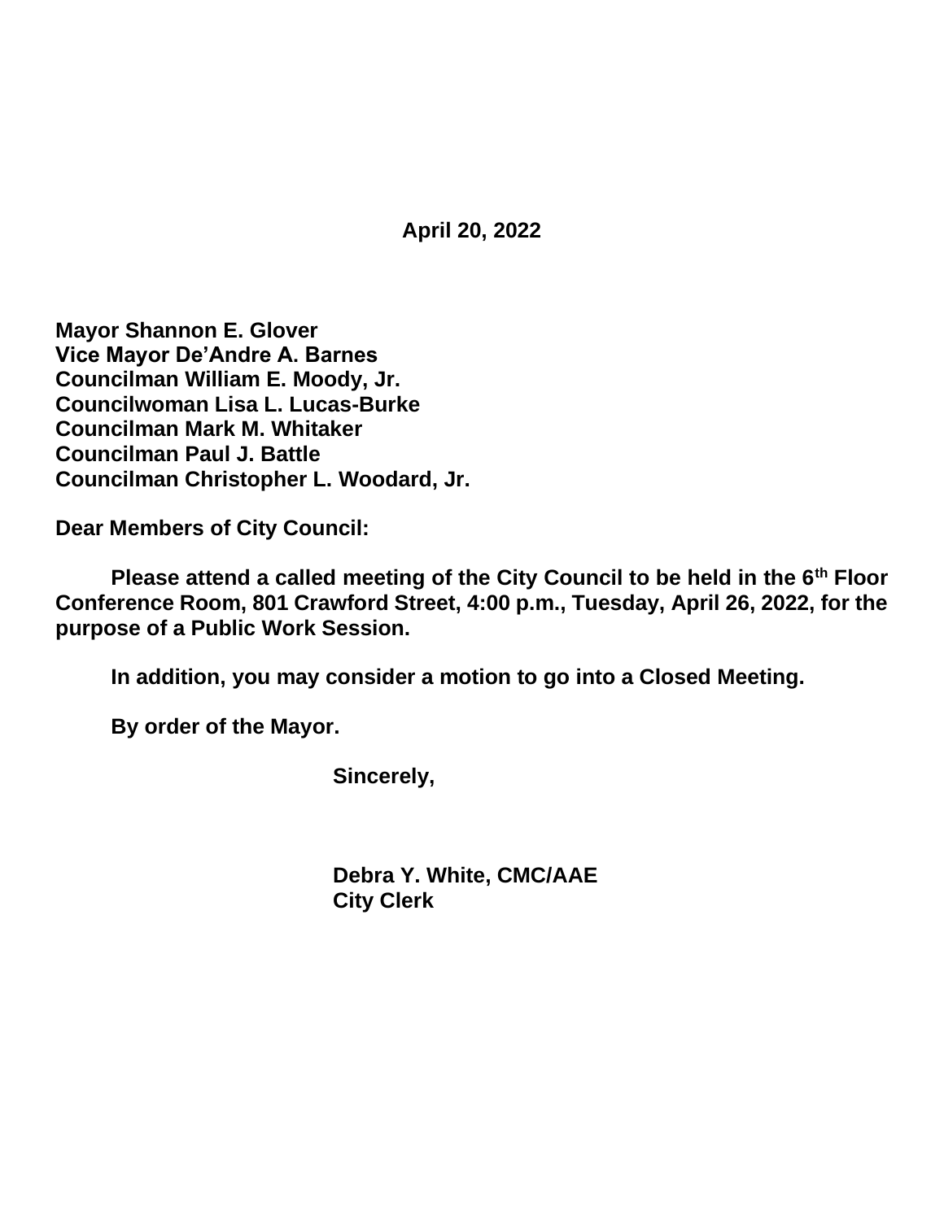**April 20, 2022**

**Mayor Shannon E. Glover**
**Vice Mayor De'Andre A. Barnes**
**Councilman William E. Moody, Jr.**
**Councilwoman Lisa L. Lucas-Burke**
**Councilman Mark M. Whitaker**
**Councilman Paul J. Battle**
**Councilman Christopher L. Woodard, Jr.**

**Dear Members of City Council:**

**Please attend a called meeting of the City Council to be held in the 6th Floor Conference Room, 801 Crawford Street, 4:00 p.m., Tuesday, April 26, 2022, for the purpose of a Public Work Session.**

**In addition, you may consider a motion to go into a Closed Meeting.**

**By order of the Mayor.**

**Sincerely,**

**Debra Y. White, CMC/AAE**
**City Clerk**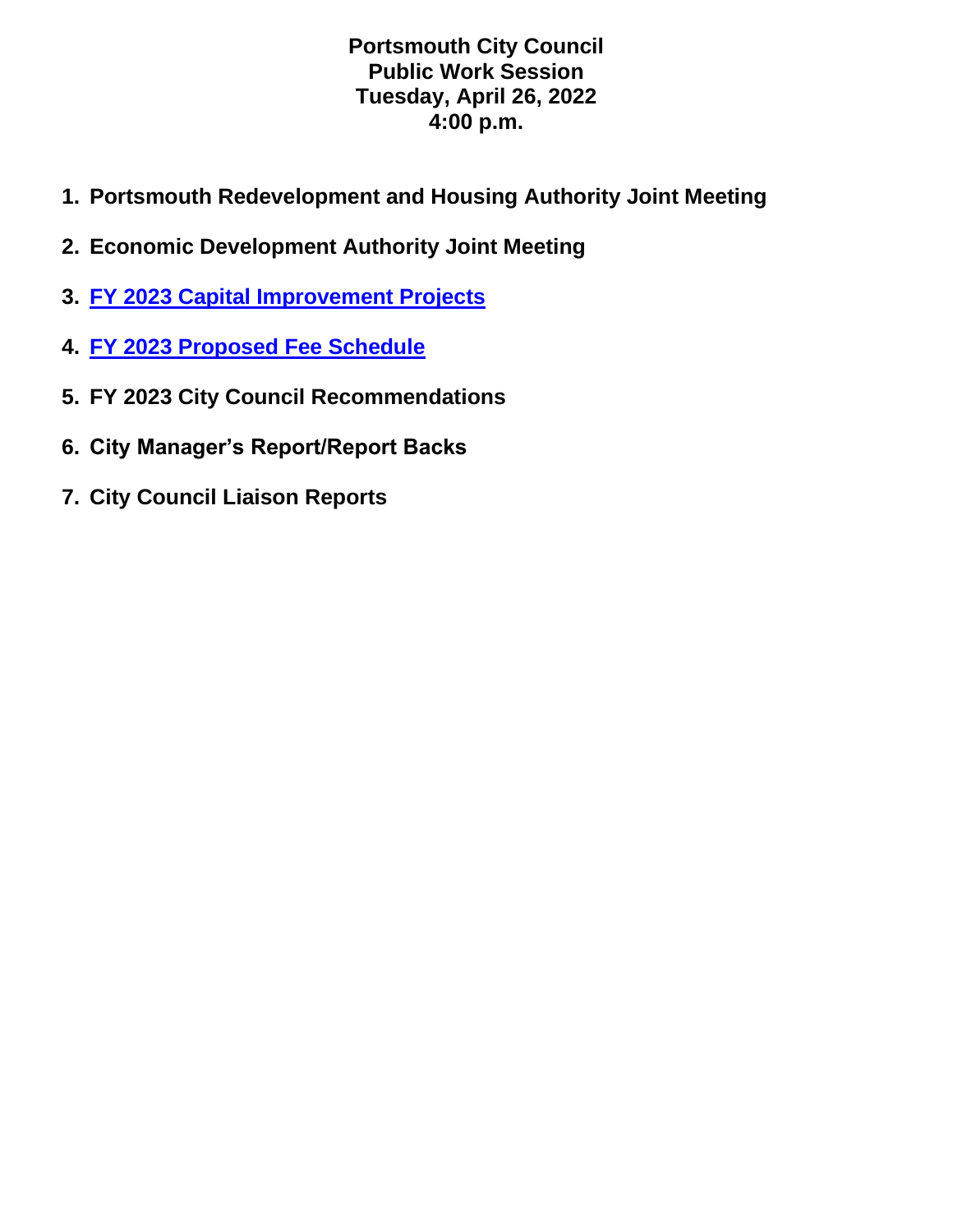**Portsmouth City Council**
**Public Work Session**
**Tuesday, April 26, 2022**
**4:00 p.m.**

1. **Portsmouth Redevelopment and Housing Authority Joint Meeting**
2. **Economic Development Authority Joint Meeting**
3. **FY 2023 Capital Improvement Projects**
4. **FY 2023 Proposed Fee Schedule**
5. **FY 2023 City Council Recommendations**
6. **City Manager's Report/Report Backs**
7. **City Council Liaison Reports**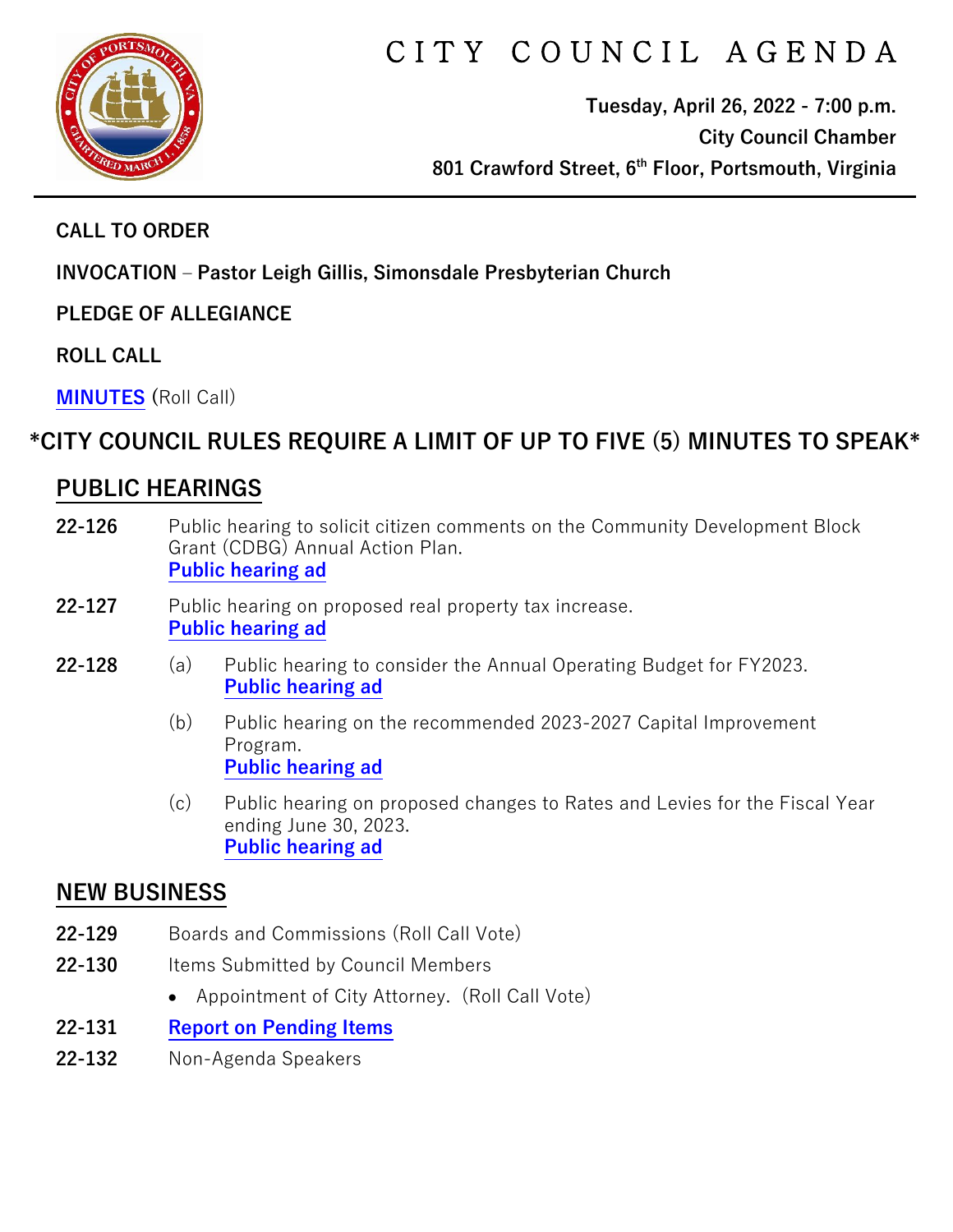# CITY COUNCIL AGENDA

**Tuesday, April 26, 2022 - 7:00 p.m.**
**City Council Chamber**
**801 Crawford Street, 6th Floor, Portsmouth, Virginia**

---

**CALL TO ORDER**

**INVOCATION – Pastor Leigh Gillis, Simonsdale Presbyterian Church**

**PLEDGE OF ALLEGIANCE**

**ROLL CALL**

**MINUTES** (Roll Call)

**\*CITY COUNCIL RULES REQUIRE A LIMIT OF UP TO FIVE (5) MINUTES TO SPEAK\***

## PUBLIC HEARINGS

**22-126** Public hearing to solicit citizen comments on the Community Development Block Grant (CDBG) Annual Action Plan.
**Public hearing ad**

**22-127** Public hearing on proposed real property tax increase.
**Public hearing ad**

**22-128**
- (a) Public hearing to consider the Annual Operating Budget for FY2023.
  **Public hearing ad**
- (b) Public hearing on the recommended 2023-2027 Capital Improvement Program.
  **Public hearing ad**
- (c) Public hearing on proposed changes to Rates and Levies for the Fiscal Year ending June 30, 2023.
  **Public hearing ad**

## NEW BUSINESS

**22-129** Boards and Commissions (Roll Call Vote)

**22-130** Items Submitted by Council Members
- Appointment of City Attorney. (Roll Call Vote)

**22-131** **Report on Pending Items**

**22-132** Non-Agenda Speakers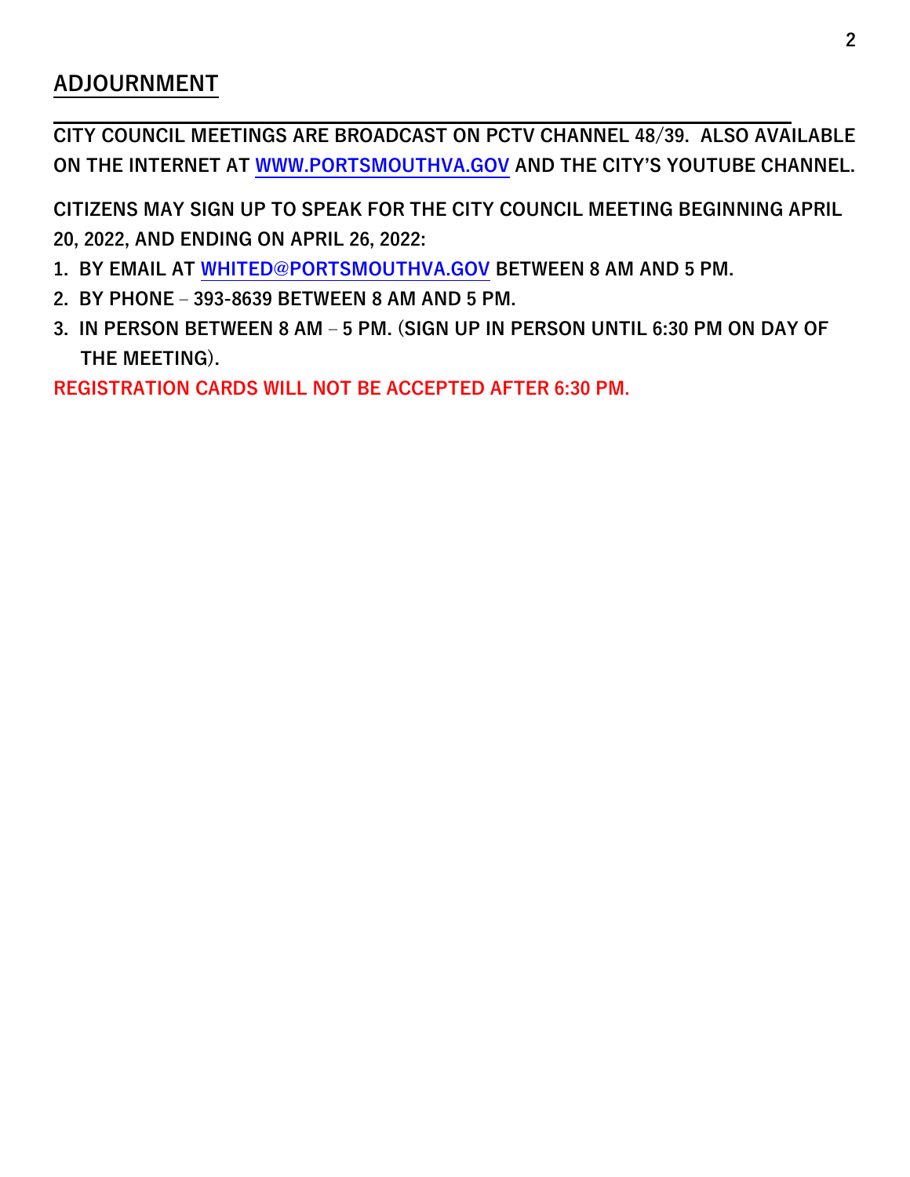## ADJOURNMENT

---

**CITY COUNCIL MEETINGS ARE BROADCAST ON PCTV CHANNEL 48/39. ALSO AVAILABLE ON THE INTERNET AT WWW.PORTSMOUTHVA.GOV AND THE CITY'S YOUTUBE CHANNEL.**

**CITIZENS MAY SIGN UP TO SPEAK FOR THE CITY COUNCIL MEETING BEGINNING APRIL 20, 2022, AND ENDING ON APRIL 26, 2022:**

1. **BY EMAIL AT WHITED@PORTSMOUTHVA.GOV BETWEEN 8 AM AND 5 PM.**
2. **BY PHONE – 393-8639 BETWEEN 8 AM AND 5 PM.**
3. **IN PERSON BETWEEN 8 AM – 5 PM. (SIGN UP IN PERSON UNTIL 6:30 PM ON DAY OF THE MEETING).**

**REGISTRATION CARDS WILL NOT BE ACCEPTED AFTER 6:30 PM.**